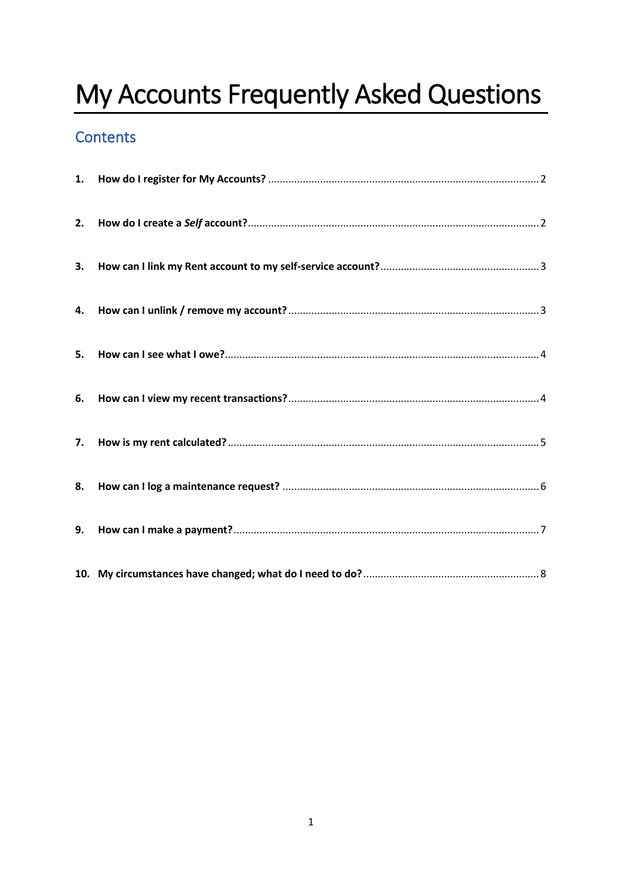# My Accounts Frequently Asked Questions

## Contents

1. **How do I register for My Accounts?** .......... 2
2. **How do I create a *Self* account?** .......... 2
3. **How can I link my Rent account to my self-service account?** .......... 3
4. **How can I unlink / remove my account?** .......... 3
5. **How can I see what I owe?** .......... 4
6. **How can I view my recent transactions?** .......... 4
7. **How is my rent calculated?** .......... 5
8. **How can I log a maintenance request?** .......... 6
9. **How can I make a payment?** .......... 7
10. **My circumstances have changed; what do I need to do?** .......... 8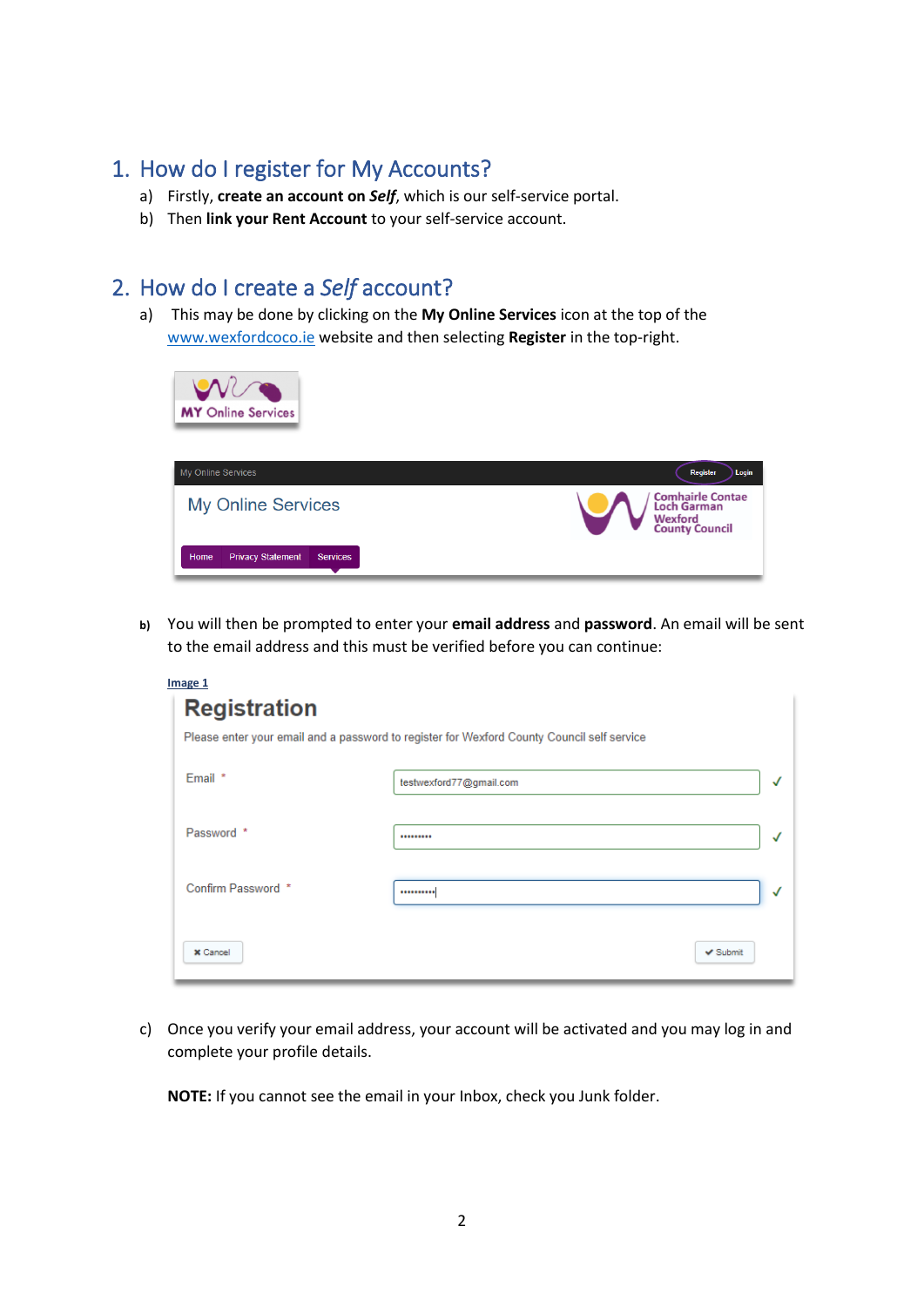## 1. How do I register for My Accounts?

a) Firstly, **create an account on *Self***, which is our self-service portal.

b) Then **link your Rent Account** to your self-service account.

## 2. How do I create a *Self* account?

a) This may be done by clicking on the **My Online Services** icon at the top of the [www.wexfordcoco.ie](http://www.wexfordcoco.ie) website and then selecting **Register** in the top-right.

b) You will then be prompted to enter your **email address** and **password**. An email will be sent to the email address and this must be verified before you can continue:

Image 1

c) Once you verify your email address, your account will be activated and you may log in and complete your profile details.

**NOTE:** If you cannot see the email in your Inbox, check you Junk folder.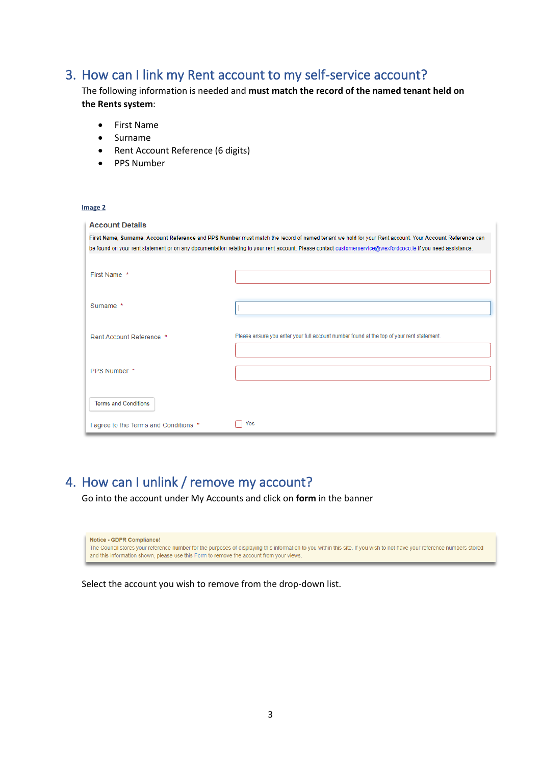## 3. How can I link my Rent account to my self-service account?

The following information is needed and **must match the record of the named tenant held on the Rents system**:

- First Name
- Surname
- Rent Account Reference (6 digits)
- PPS Number

Image 2

**Account Details**

**First Name**, **Surname**, **Account Reference** and **PPS Number** must match the record of named tenant we hold for your Rent account. Your **Account Reference** can be found on your rent statement or on any documentation relating to your rent account. Please contact customerservice@wexfordcoco.ie if you need assistance.

First Name *

Surname *

Rent Account Reference *

Please ensure you enter your full account number found at the top of your rent statement.

PPS Number *

Terms and Conditions

I agree to the Terms and Conditions * Yes

## 4. How can I unlink / remove my account?

Go into the account under My Accounts and click on **form** in the banner

**Notice - GDPR Compliance!**
The Council stores your reference number for the purposes of displaying this information to you within this site. If you wish to not have your reference numbers stored and this information shown, please use this Form to remove the account from your views.

Select the account you wish to remove from the drop-down list.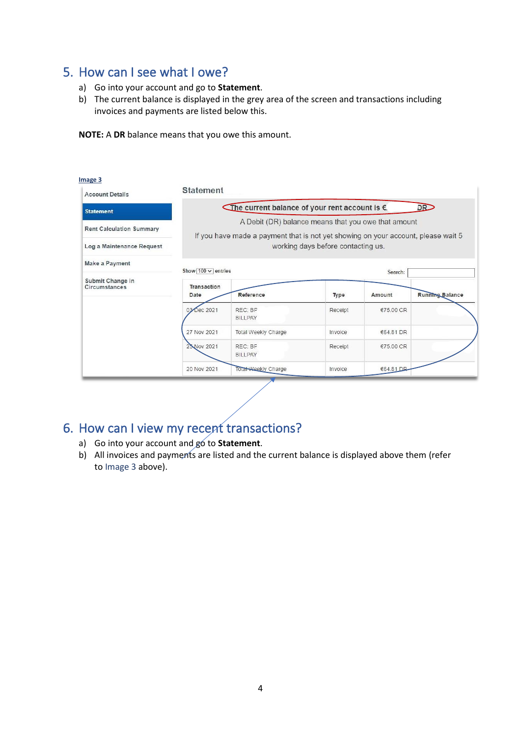## 5. How can I see what I owe?

a) Go into your account and go to **Statement**.

b) The current balance is displayed in the grey area of the screen and transactions including invoices and payments are listed below this.

**NOTE:** A **DR** balance means that you owe this amount.

Image 3

- Account Details
- Statement
- Rent Calculation Summary
- Log a Maintenance Request
- Make a Payment
- Submit Change in Circumstances

Statement

The current balance of your rent account is € DR

A Debit (DR) balance means that you owe that amount

If you have made a payment that is not yet showing on your account, please wait 5 working days before contacting us.

Show 100 entries Search:

| Transaction Date | Reference | Type | Amount | Running Balance |
|---|---|---|---|---|
| 03 Dec 2021 | REC: BF BILLPAY | Receipt | €75.00 CR | |
| 27 Nov 2021 | Total Weekly Charge | Invoice | €64.81 DR | |
| 25 Nov 2021 | REC: BF BILLPAY | Receipt | €75.00 CR | |
| 20 Nov 2021 | Total Weekly Charge | Invoice | €64.81 DR | |

## 6. How can I view my recent transactions?

a) Go into your account and go to **Statement**.

b) All invoices and payments are listed and the current balance is displayed above them (refer to Image 3 above).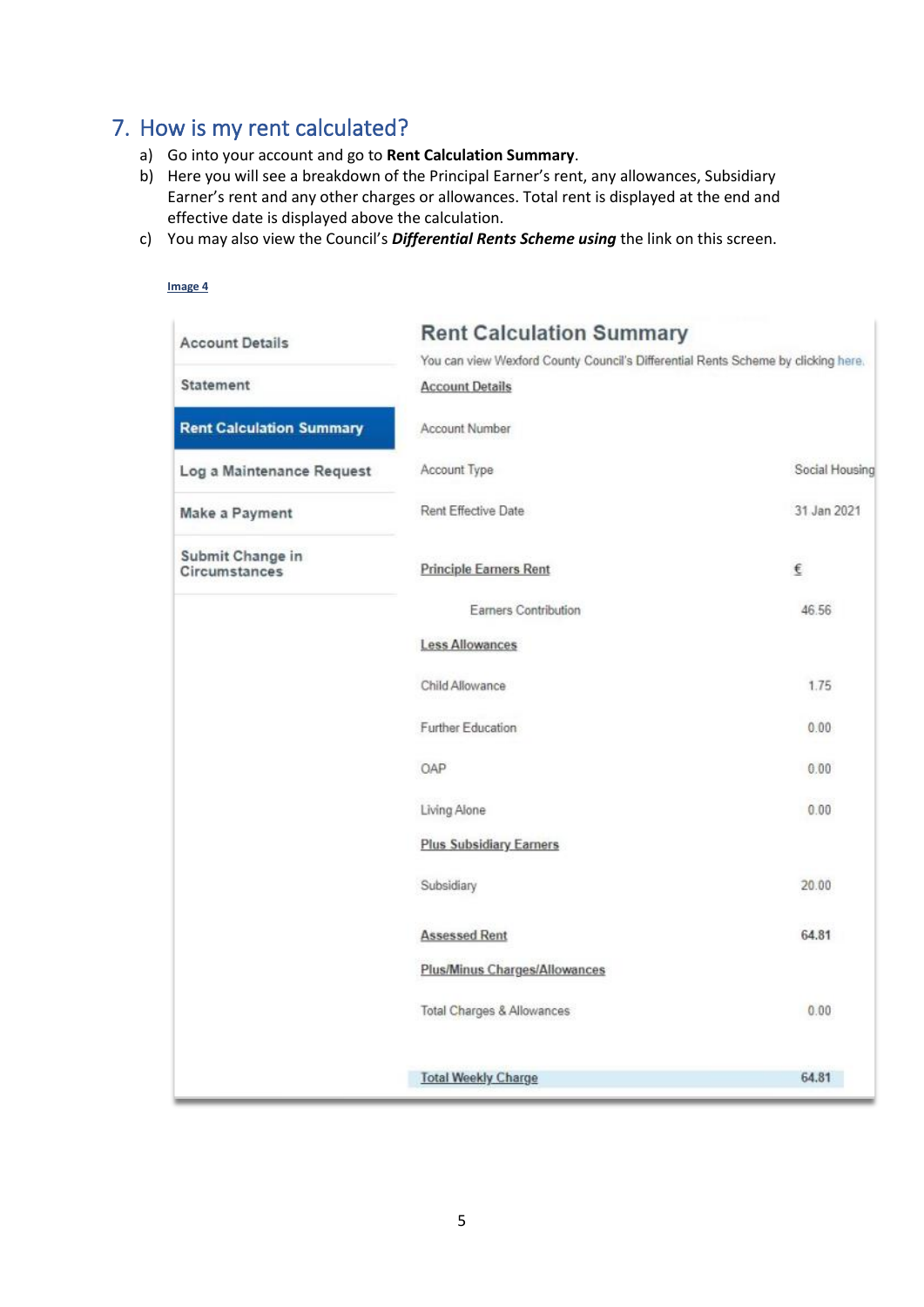## 7. How is my rent calculated?

a) Go into your account and go to **Rent Calculation Summary**.

b) Here you will see a breakdown of the Principal Earner's rent, any allowances, Subsidiary Earner's rent and any other charges or allowances. Total rent is displayed at the end and effective date is displayed above the calculation.

c) You may also view the Council's ***Differential Rents Scheme using*** the link on this screen.

Image 4

| | |
|---|---|
| Account Details | |
| Statement | |
| **Rent Calculation Summary** | |
| Log a Maintenance Request | |
| Make a Payment | |
| Submit Change in Circumstances | |

**Rent Calculation Summary**

You can view Wexford County Council's Differential Rents Scheme by clicking here.

| Account Details | |
|---|---|
| Account Number | |
| Account Type | Social Housing |
| Rent Effective Date | 31 Jan 2021 |
| **Principle Earners Rent** | € |
| Earners Contribution | 46.56 |
| **Less Allowances** | |
| Child Allowance | 1.75 |
| Further Education | 0.00 |
| OAP | 0.00 |
| Living Alone | 0.00 |
| **Plus Subsidiary Earners** | |
| Subsidiary | 20.00 |
| **Assessed Rent** | 64.81 |
| **Plus/Minus Charges/Allowances** | |
| Total Charges & Allowances | 0.00 |
| **Total Weekly Charge** | 64.81 |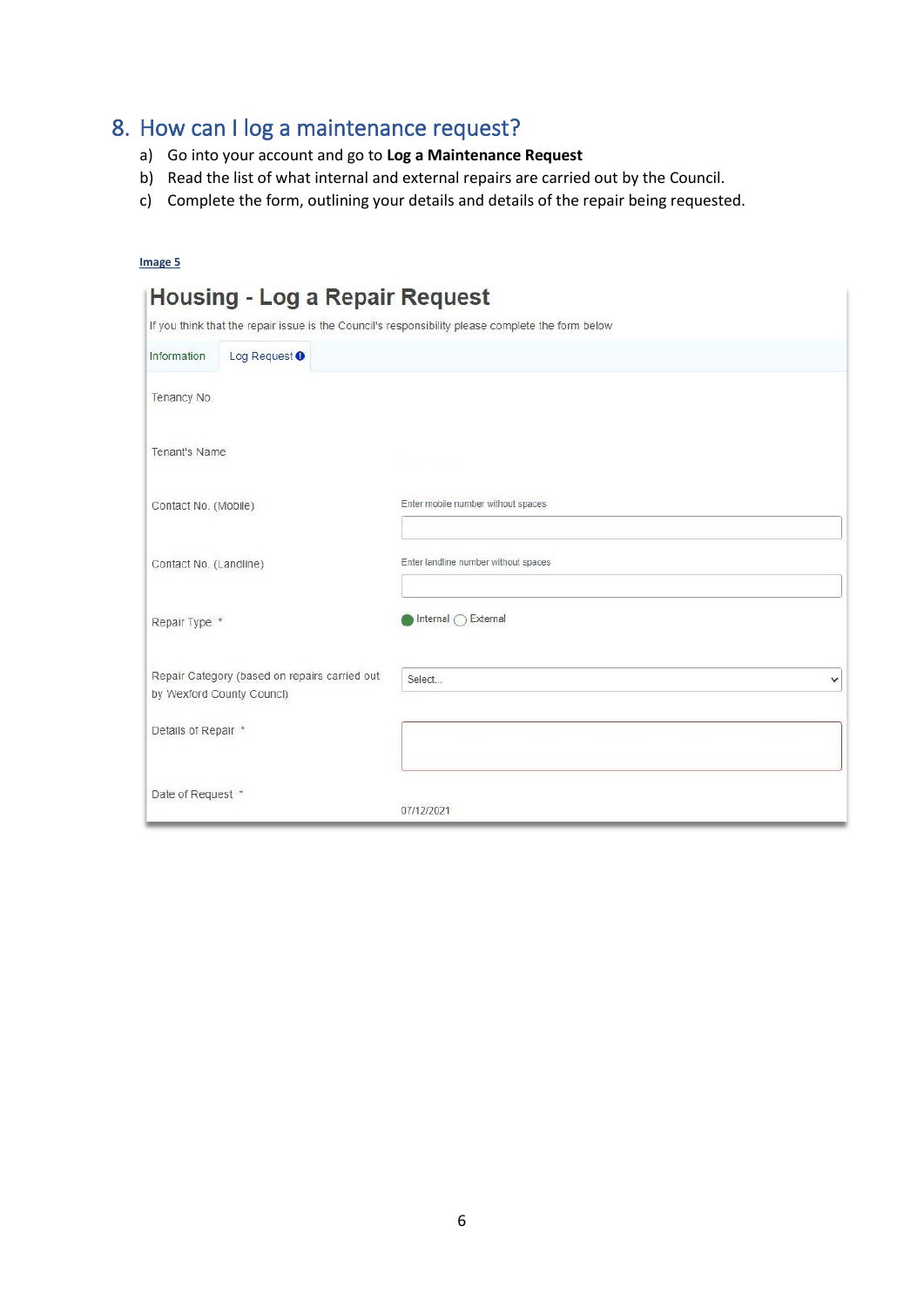## 8. How can I log a maintenance request?

a) Go into your account and go to **Log a Maintenance Request**

b) Read the list of what internal and external repairs are carried out by the Council.

c) Complete the form, outlining your details and details of the repair being requested.

Image 5

**Housing - Log a Repair Request**

If you think that the repair issue is the Council's responsibility please complete the form below

Information | Log Request

Tenancy No.

Tenant's Name

Contact No. (Mobile) — Enter mobile number without spaces

Contact No. (Landline) — Enter landline number without spaces

Repair Type * — Internal / External

Repair Category (based on repairs carried out by Wexford County Council) — Select...

Details of Repair *

Date of Request * — 07/12/2021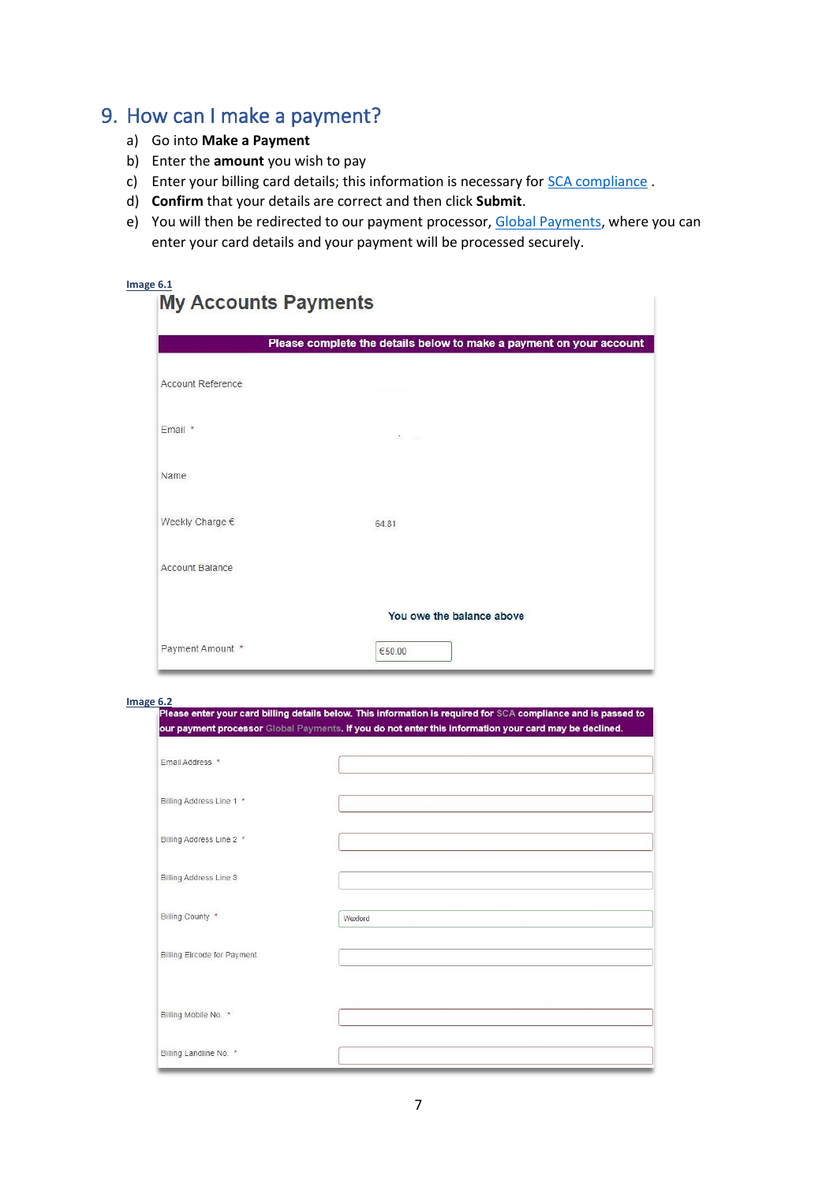## 9. How can I make a payment?

a) Go into **Make a Payment**
b) Enter the **amount** you wish to pay
c) Enter your billing card details; this information is necessary for SCA compliance .
d) **Confirm** that your details are correct and then click **Submit**.
e) You will then be redirected to our payment processor, Global Payments, where you can enter your card details and your payment will be processed securely.

Image 6.1

**My Accounts Payments**

**Please complete the details below to make a payment on your account**

| | |
|---|---|
| Account Reference | |
| Email * | |
| Name | |
| Weekly Charge € | 64.81 |
| Account Balance | |
| | You owe the balance above |
| Payment Amount * | €50.00 |

Image 6.2

**Please enter your card billing details below. This information is required for SCA compliance and is passed to our payment processor Global Payments. If you do not enter this information your card may be declined.**

| | |
|---|---|
| Email Address * | |
| Billing Address Line 1 * | |
| Billing Address Line 2 * | |
| Billing Address Line 3 | |
| Billing County * | Wexford |
| Billing Eircode for Payment | |
| Billing Mobile No. * | |
| Billing Landline No. * | |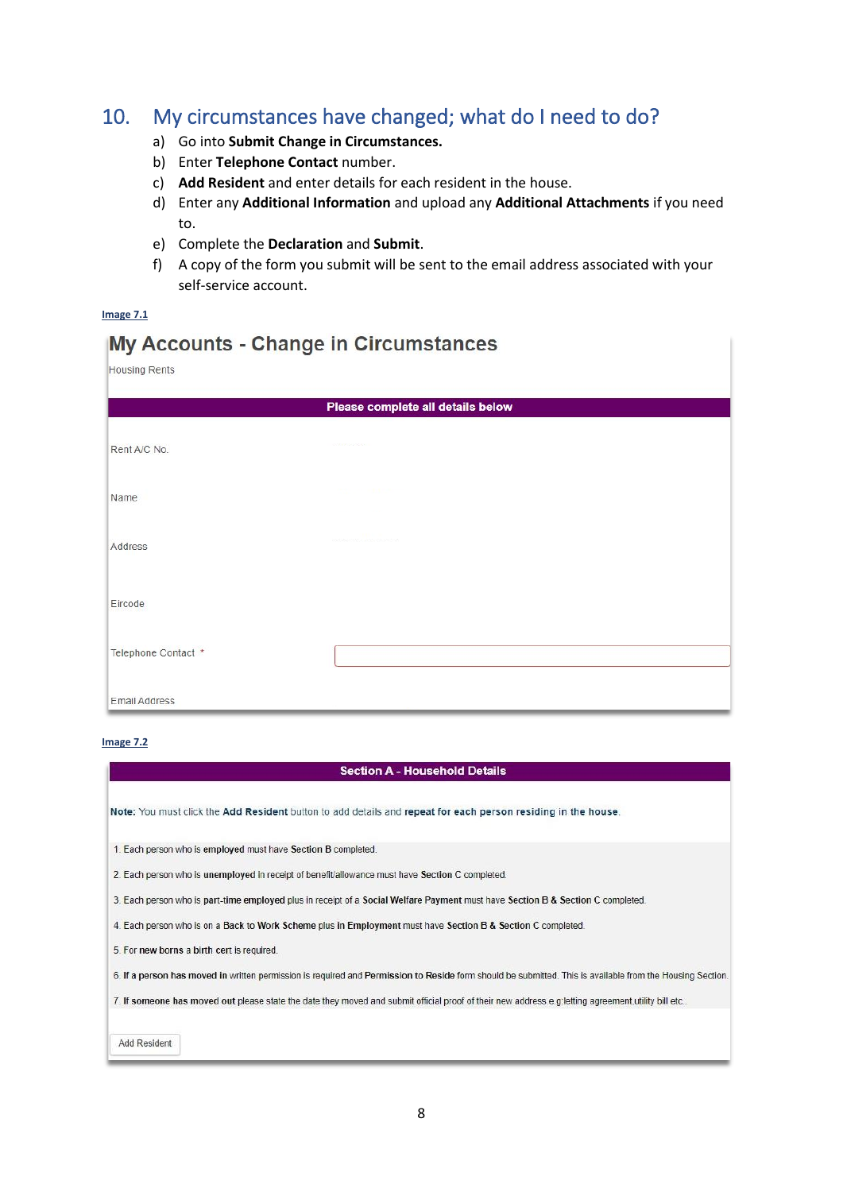## 10. My circumstances have changed; what do I need to do?

a) Go into **Submit Change in Circumstances.**
b) Enter **Telephone Contact** number.
c) **Add Resident** and enter details for each resident in the house.
d) Enter any **Additional Information** and upload any **Additional Attachments** if you need to.
e) Complete the **Declaration** and **Submit**.
f) A copy of the form you submit will be sent to the email address associated with your self-service account.

Image 7.1

**My Accounts - Change in Circumstances**

Housing Rents

**Please complete all details below**

Rent A/C No.

Name

Address

Eircode

Telephone Contact *

Email Address

Image 7.2

**Section A - Household Details**

**Note:** You must click the **Add Resident** button to add details and **repeat for each person residing in the house**.

1. Each person who is **employed** must have **Section B** completed.
2. Each person who is **unemployed** in receipt of benefit/allowance must have **Section C** completed.
3. Each person who is **part-time employed** plus in receipt of a **Social Welfare Payment** must have **Section B** & **Section C** completed.
4. Each person who is on a **Back to Work Scheme** plus **in Employment** must have **Section B** & **Section C** completed.
5. For **new borns** a birth cert is required.
6. **If** a person **has moved in** written permission is required and **Permission to Reside** form should be submitted. This is available from the Housing Section.
7. **If someone has moved out** please state the date they moved and submit official proof of their new address e.g.letting agreement,utility bill etc..

Add Resident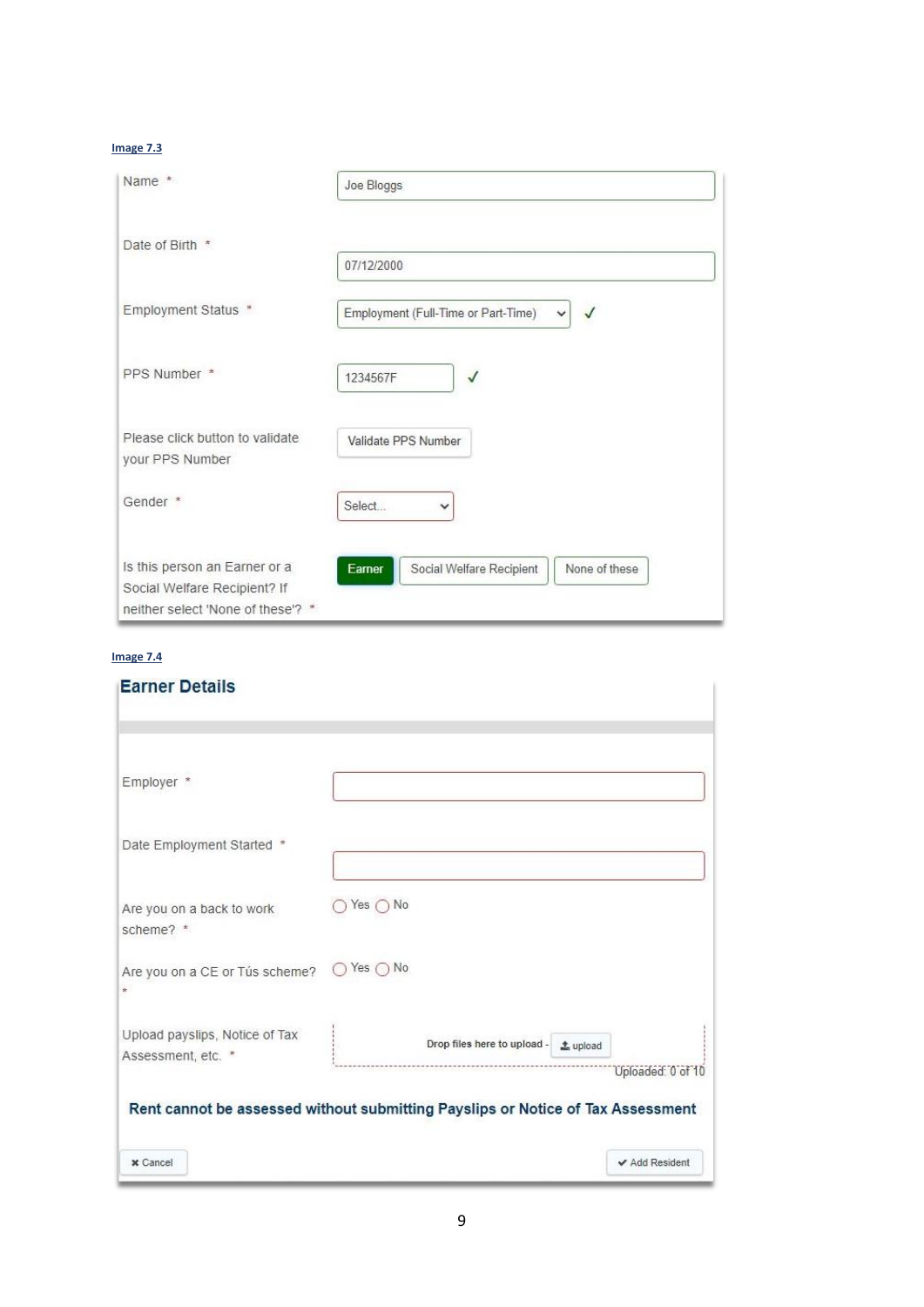Image 7.3

Name *

Joe Bloggs

Date of Birth *

07/12/2000

Employment Status *

Employment (Full-Time or Part-Time) ✓

PPS Number *

1234567F ✓

Please click button to validate your PPS Number

Validate PPS Number

Gender *

Select...

Is this person an Earner or a Social Welfare Recipient? If neither select 'None of these'? *

Earner | Social Welfare Recipient | None of these

Image 7.4

**Earner Details**

Employer *

Date Employment Started *

Are you on a back to work scheme? *

◯ Yes ◯ No

Are you on a CE or Tús scheme? *

◯ Yes ◯ No

Upload payslips, Notice of Tax Assessment, etc. *

Drop files here to upload - upload

Uploaded: 0 of 10

**Rent cannot be assessed without submitting Payslips or Notice of Tax Assessment**

✖ Cancel

✔ Add Resident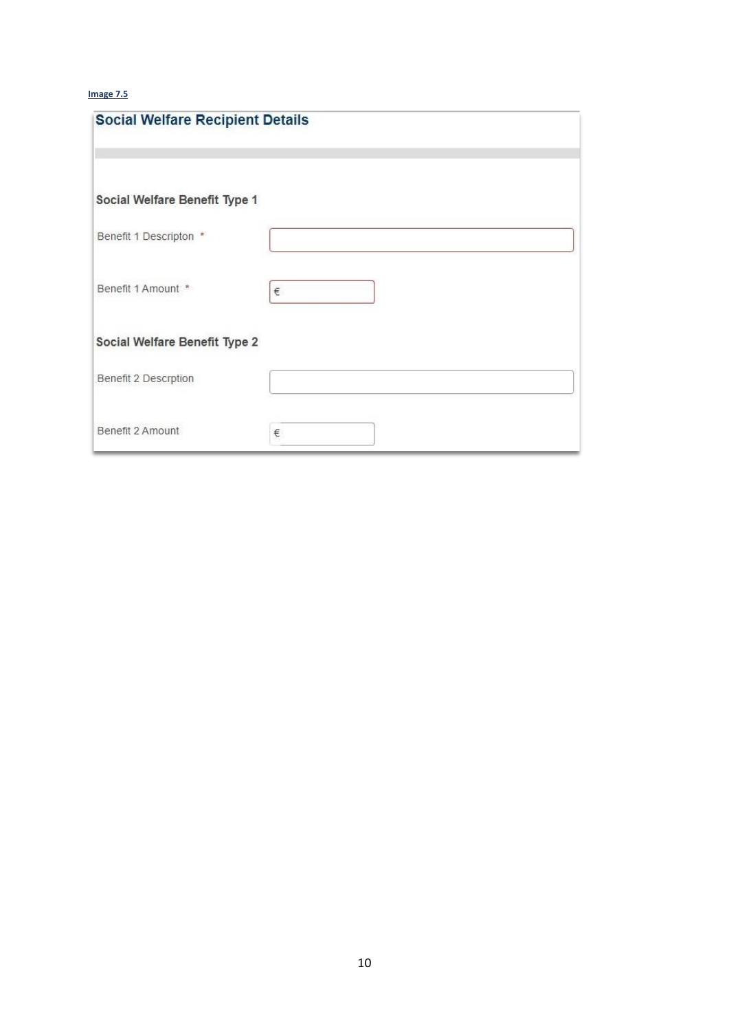Image 7.5

## Social Welfare Recipient Details

**Social Welfare Benefit Type 1**

Benefit 1 Descripton *

Benefit 1 Amount * €

**Social Welfare Benefit Type 2**

Benefit 2 Descrption

Benefit 2 Amount €